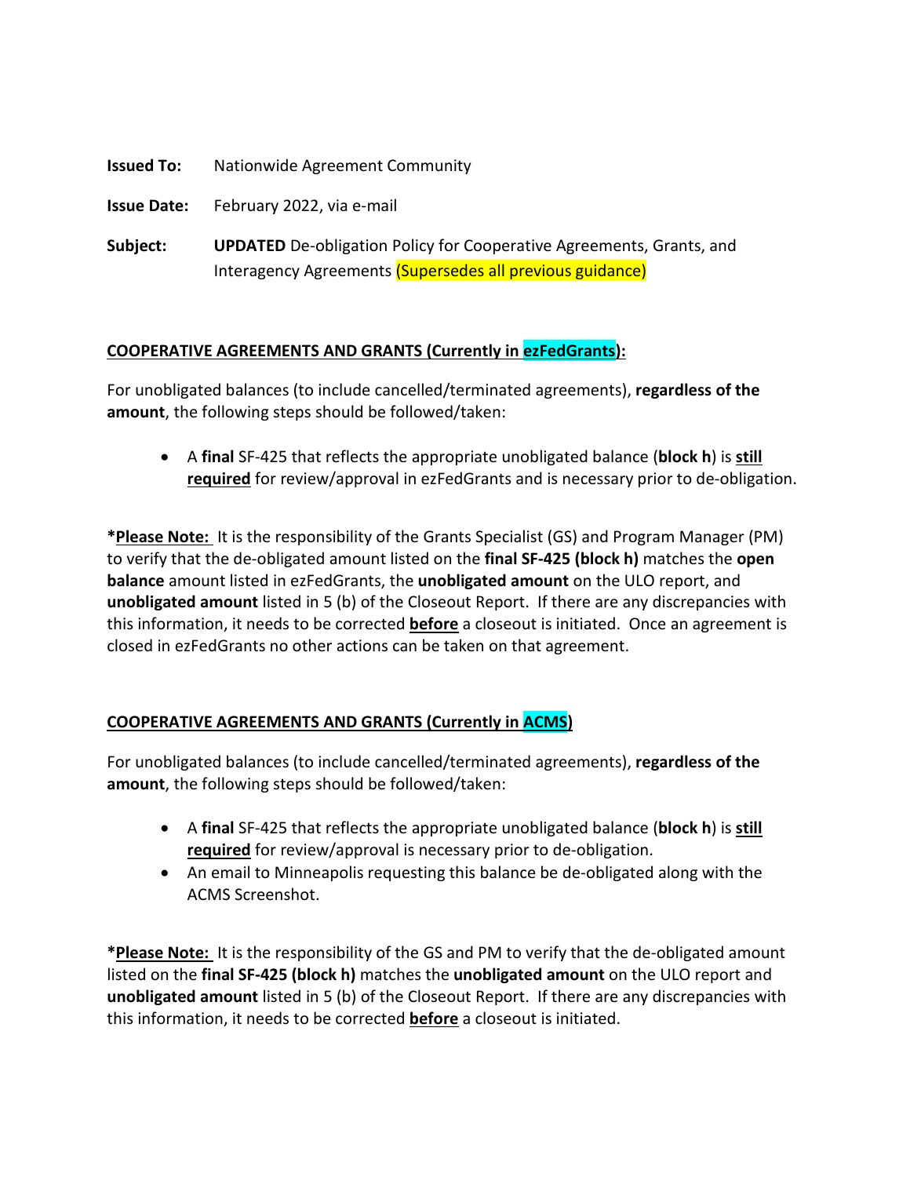**Issued To:** Nationwide Agreement Community

**Issue Date:** February 2022, via e-mail

**Subject:** **UPDATED** De-obligation Policy for Cooperative Agreements, Grants, and Interagency Agreements (Supersedes all previous guidance)

**COOPERATIVE AGREEMENTS AND GRANTS (Currently in ezFedGrants):**

For unobligated balances (to include cancelled/terminated agreements), **regardless of the amount**, the following steps should be followed/taken:

- A **final** SF-425 that reflects the appropriate unobligated balance (**block h**) is **still required** for review/approval in ezFedGrants and is necessary prior to de-obligation.

***Please Note:** It is the responsibility of the Grants Specialist (GS) and Program Manager (PM) to verify that the de-obligated amount listed on the **final SF-425 (block h)** matches the **open balance** amount listed in ezFedGrants, the **unobligated amount** on the ULO report, and **unobligated amount** listed in 5 (b) of the Closeout Report. If there are any discrepancies with this information, it needs to be corrected **before** a closeout is initiated. Once an agreement is closed in ezFedGrants no other actions can be taken on that agreement.

**COOPERATIVE AGREEMENTS AND GRANTS (Currently in ACMS)**

For unobligated balances (to include cancelled/terminated agreements), **regardless of the amount**, the following steps should be followed/taken:

- A **final** SF-425 that reflects the appropriate unobligated balance (**block h**) is **still required** for review/approval is necessary prior to de-obligation.
- An email to Minneapolis requesting this balance be de-obligated along with the ACMS Screenshot.

***Please Note:** It is the responsibility of the GS and PM to verify that the de-obligated amount listed on the **final SF-425 (block h)** matches the **unobligated amount** on the ULO report and **unobligated amount** listed in 5 (b) of the Closeout Report. If there are any discrepancies with this information, it needs to be corrected **before** a closeout is initiated.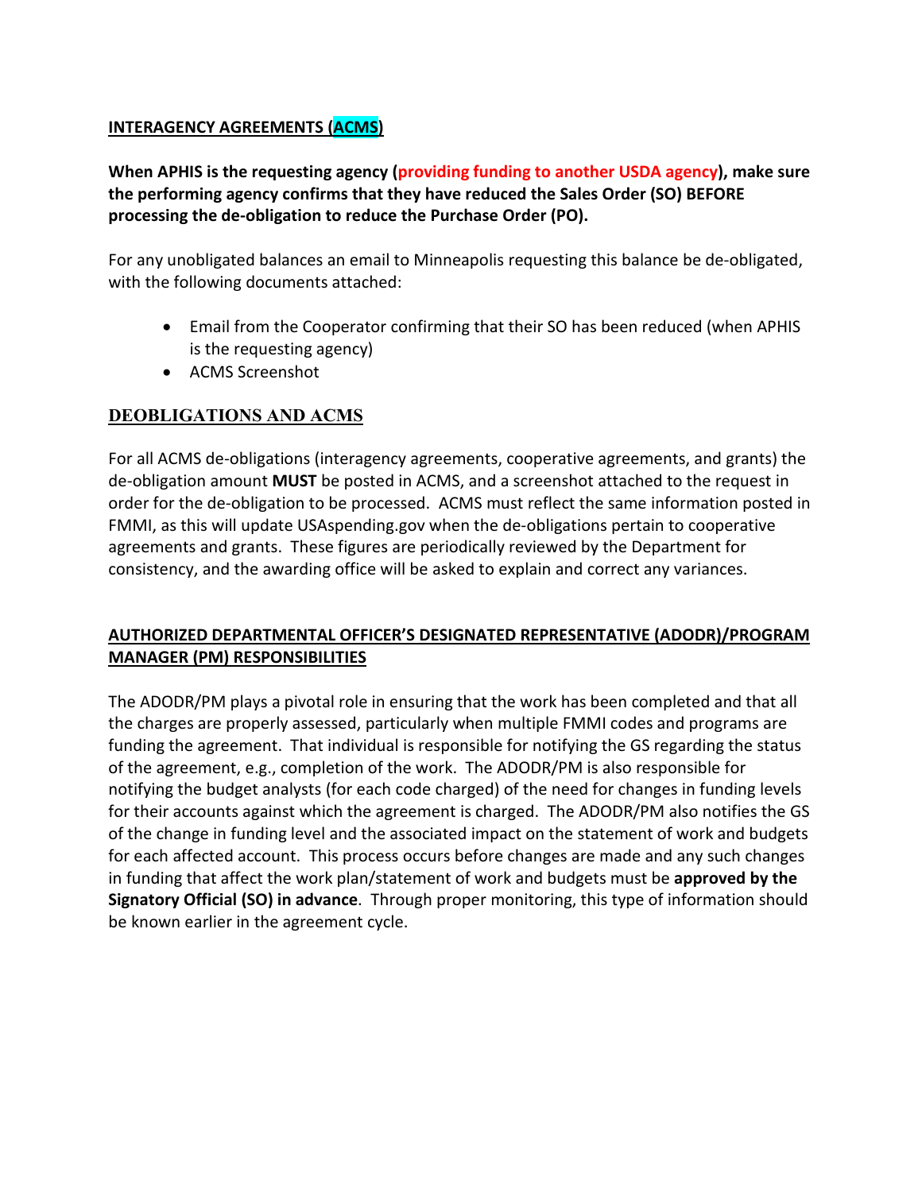## INTERAGENCY AGREEMENTS (ACMS)

**When APHIS is the requesting agency (providing funding to another USDA agency), make sure the performing agency confirms that they have reduced the Sales Order (SO) BEFORE processing the de-obligation to reduce the Purchase Order (PO).**

For any unobligated balances an email to Minneapolis requesting this balance be de-obligated, with the following documents attached:

- Email from the Cooperator confirming that their SO has been reduced (when APHIS is the requesting agency)
- ACMS Screenshot

## DEOBLIGATIONS AND ACMS

For all ACMS de-obligations (interagency agreements, cooperative agreements, and grants) the de-obligation amount **MUST** be posted in ACMS, and a screenshot attached to the request in order for the de-obligation to be processed. ACMS must reflect the same information posted in FMMI, as this will update USAspending.gov when the de-obligations pertain to cooperative agreements and grants. These figures are periodically reviewed by the Department for consistency, and the awarding office will be asked to explain and correct any variances.

## AUTHORIZED DEPARTMENTAL OFFICER'S DESIGNATED REPRESENTATIVE (ADODR)/PROGRAM MANAGER (PM) RESPONSIBILITIES

The ADODR/PM plays a pivotal role in ensuring that the work has been completed and that all the charges are properly assessed, particularly when multiple FMMI codes and programs are funding the agreement. That individual is responsible for notifying the GS regarding the status of the agreement, e.g., completion of the work. The ADODR/PM is also responsible for notifying the budget analysts (for each code charged) of the need for changes in funding levels for their accounts against which the agreement is charged. The ADODR/PM also notifies the GS of the change in funding level and the associated impact on the statement of work and budgets for each affected account. This process occurs before changes are made and any such changes in funding that affect the work plan/statement of work and budgets must be **approved by the Signatory Official (SO) in advance**. Through proper monitoring, this type of information should be known earlier in the agreement cycle.